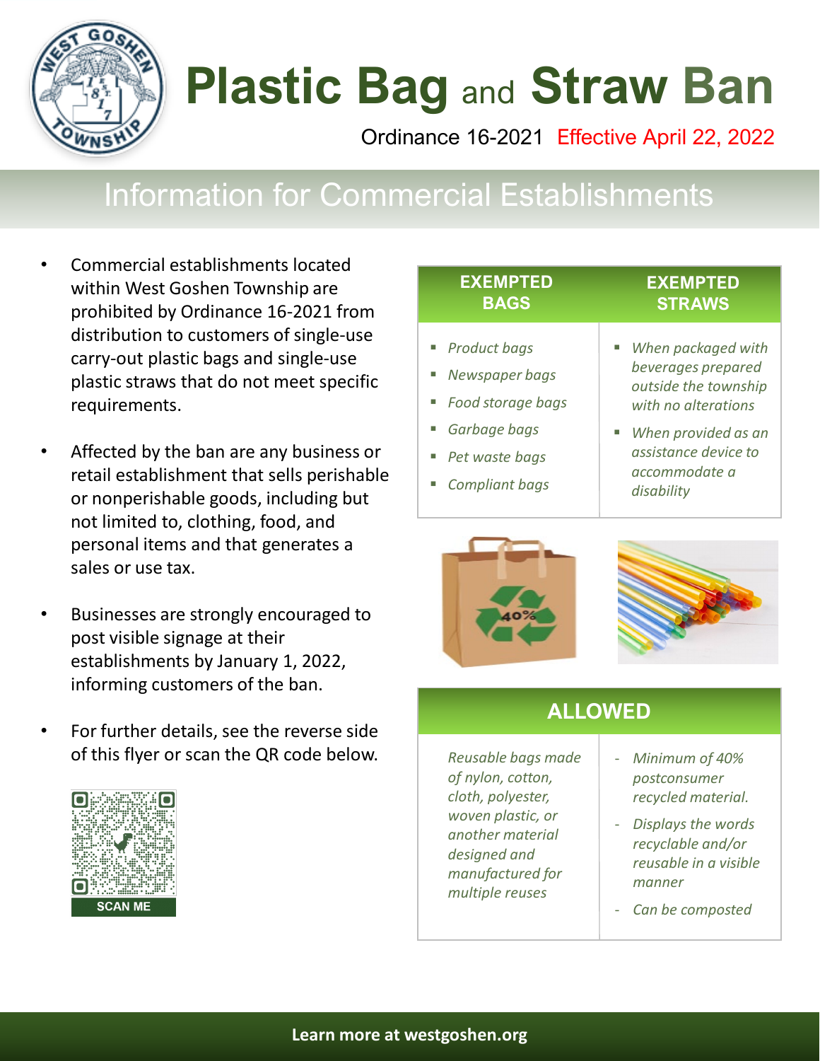# Plastic Bag and Straw Ban

Ordinance 16-2021 Effective April 22, 2022

## Information for Commercial Establishments

- Commercial establishments located within West Goshen Township are prohibited by Ordinance 16-2021 from distribution to customers of single-use carry-out plastic bags and single-use plastic straws that do not meet specific requirements.
- Affected by the ban are any business or retail establishment that sells perishable or nonperishable goods, including but not limited to, clothing, food, and personal items and that generates a sales or use tax.
- Businesses are strongly encouraged to post visible signage at their establishments by January 1, 2022, informing customers of the ban.
- For further details, see the reverse side of this flyer or scan the QR code below.

SCAN ME

| EXEMPTED BAGS | EXEMPTED STRAWS |
|---|---|
| *Product bags*<br>*Newspaper bags*<br>*Food storage bags*<br>*Garbage bags*<br>*Pet waste bags*<br>*Compliant bags* | *When packaged with beverages prepared outside the township with no alterations*<br>*When provided as an assistance device to accommodate a disability* |

40%

| ALLOWED | |
|---|---|
| *Reusable bags made of nylon, cotton, cloth, polyester, woven plastic, or another material designed and manufactured for multiple reuses* | - *Minimum of 40% postconsumer recycled material.*<br>- *Displays the words recyclable and/or reusable in a visible manner*<br>- *Can be composted* |

**Learn more at westgoshen.org**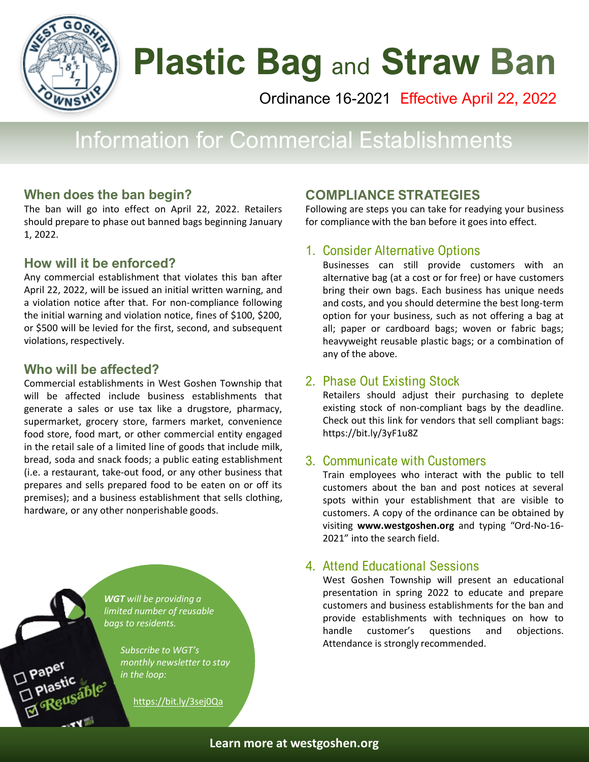# Plastic Bag and Straw Ban

Ordinance 16-2021 Effective April 22, 2022

## Information for Commercial Establishments

### When does the ban begin?

The ban will go into effect on April 22, 2022. Retailers should prepare to phase out banned bags beginning January 1, 2022.

### How will it be enforced?

Any commercial establishment that violates this ban after April 22, 2022, will be issued an initial written warning, and a violation notice after that. For non-compliance following the initial warning and violation notice, fines of $100, $200, or $500 will be levied for the first, second, and subsequent violations, respectively.

### Who will be affected?

Commercial establishments in West Goshen Township that will be affected include business establishments that generate a sales or use tax like a drugstore, pharmacy, supermarket, grocery store, farmers market, convenience food store, food mart, or other commercial entity engaged in the retail sale of a limited line of goods that include milk, bread, soda and snack foods; a public eating establishment (i.e. a restaurant, take-out food, or any other business that prepares and sells prepared food to be eaten on or off its premises); and a business establishment that sells clothing, hardware, or any other nonperishable goods.

*__WGT__ will be providing a limited number of reusable bags to residents.*

*Subscribe to WGT's monthly newsletter to stay in the loop:*

https://bit.ly/3sej0Qa

### COMPLIANCE STRATEGIES

Following are steps you can take for readying your business for compliance with the ban before it goes into effect.

1. Consider Alternative Options

   Businesses can still provide customers with an alternative bag (at a cost or for free) or have customers bring their own bags. Each business has unique needs and costs, and you should determine the best long-term option for your business, such as not offering a bag at all; paper or cardboard bags; woven or fabric bags; heavyweight reusable plastic bags; or a combination of any of the above.

2. Phase Out Existing Stock

   Retailers should adjust their purchasing to deplete existing stock of non-compliant bags by the deadline. Check out this link for vendors that sell compliant bags: https://bit.ly/3yF1u8Z

3. Communicate with Customers

   Train employees who interact with the public to tell customers about the ban and post notices at several spots within your establishment that are visible to customers. A copy of the ordinance can be obtained by visiting **www.westgoshen.org** and typing "Ord-No-16-2021" into the search field.

4. Attend Educational Sessions

   West Goshen Township will present an educational presentation in spring 2022 to educate and prepare customers and business establishments for the ban and provide establishments with techniques on how to handle customer's questions and objections. Attendance is strongly recommended.

**Learn more at westgoshen.org**